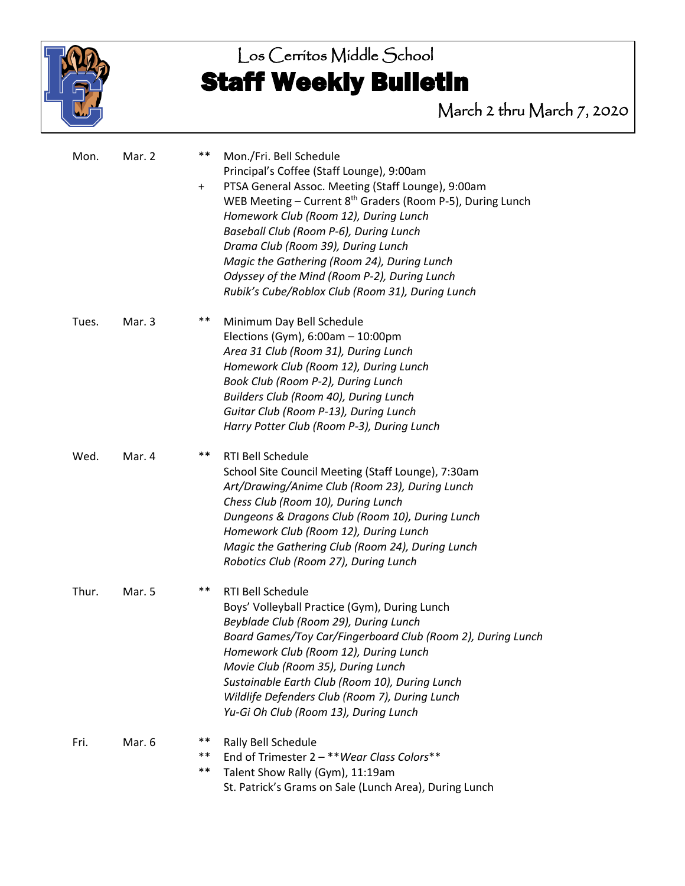# Los Cerritos Middle School

# Staff Weekly Bulletin

March 2 thru March 7, 2020

| Day | Date | | Event |
|---|---|---|---|
| Mon. | Mar. 2 | ** | Mon./Fri. Bell Schedule |
| | | | Principal's Coffee (Staff Lounge), 9:00am |
| | | + | PTSA General Assoc. Meeting (Staff Lounge), 9:00am |
| | | | WEB Meeting – Current 8th Graders (Room P-5), During Lunch |
| | | | *Homework Club (Room 12), During Lunch* |
| | | | *Baseball Club (Room P-6), During Lunch* |
| | | | *Drama Club (Room 39), During Lunch* |
| | | | *Magic the Gathering (Room 24), During Lunch* |
| | | | *Odyssey of the Mind (Room P-2), During Lunch* |
| | | | *Rubik's Cube/Roblox Club (Room 31), During Lunch* |
| Tues. | Mar. 3 | ** | Minimum Day Bell Schedule |
| | | | Elections (Gym), 6:00am – 10:00pm |
| | | | *Area 31 Club (Room 31), During Lunch* |
| | | | *Homework Club (Room 12), During Lunch* |
| | | | *Book Club (Room P-2), During Lunch* |
| | | | *Builders Club (Room 40), During Lunch* |
| | | | *Guitar Club (Room P-13), During Lunch* |
| | | | *Harry Potter Club (Room P-3), During Lunch* |
| Wed. | Mar. 4 | ** | RTI Bell Schedule |
| | | | School Site Council Meeting (Staff Lounge), 7:30am |
| | | | *Art/Drawing/Anime Club (Room 23), During Lunch* |
| | | | *Chess Club (Room 10), During Lunch* |
| | | | *Dungeons & Dragons Club (Room 10), During Lunch* |
| | | | *Homework Club (Room 12), During Lunch* |
| | | | *Magic the Gathering Club (Room 24), During Lunch* |
| | | | *Robotics Club (Room 27), During Lunch* |
| Thur. | Mar. 5 | ** | RTI Bell Schedule |
| | | | Boys' Volleyball Practice (Gym), During Lunch |
| | | | *Beyblade Club (Room 29), During Lunch* |
| | | | *Board Games/Toy Car/Fingerboard Club (Room 2), During Lunch* |
| | | | *Homework Club (Room 12), During Lunch* |
| | | | *Movie Club (Room 35), During Lunch* |
| | | | *Sustainable Earth Club (Room 10), During Lunch* |
| | | | *Wildlife Defenders Club (Room 7), During Lunch* |
| | | | *Yu-Gi Oh Club (Room 13), During Lunch* |
| Fri. | Mar. 6 | ** | Rally Bell Schedule |
| | | ** | End of Trimester 2 – ***Wear Class Colors*** |
| | | ** | Talent Show Rally (Gym), 11:19am |
| | | | St. Patrick's Grams on Sale (Lunch Area), During Lunch |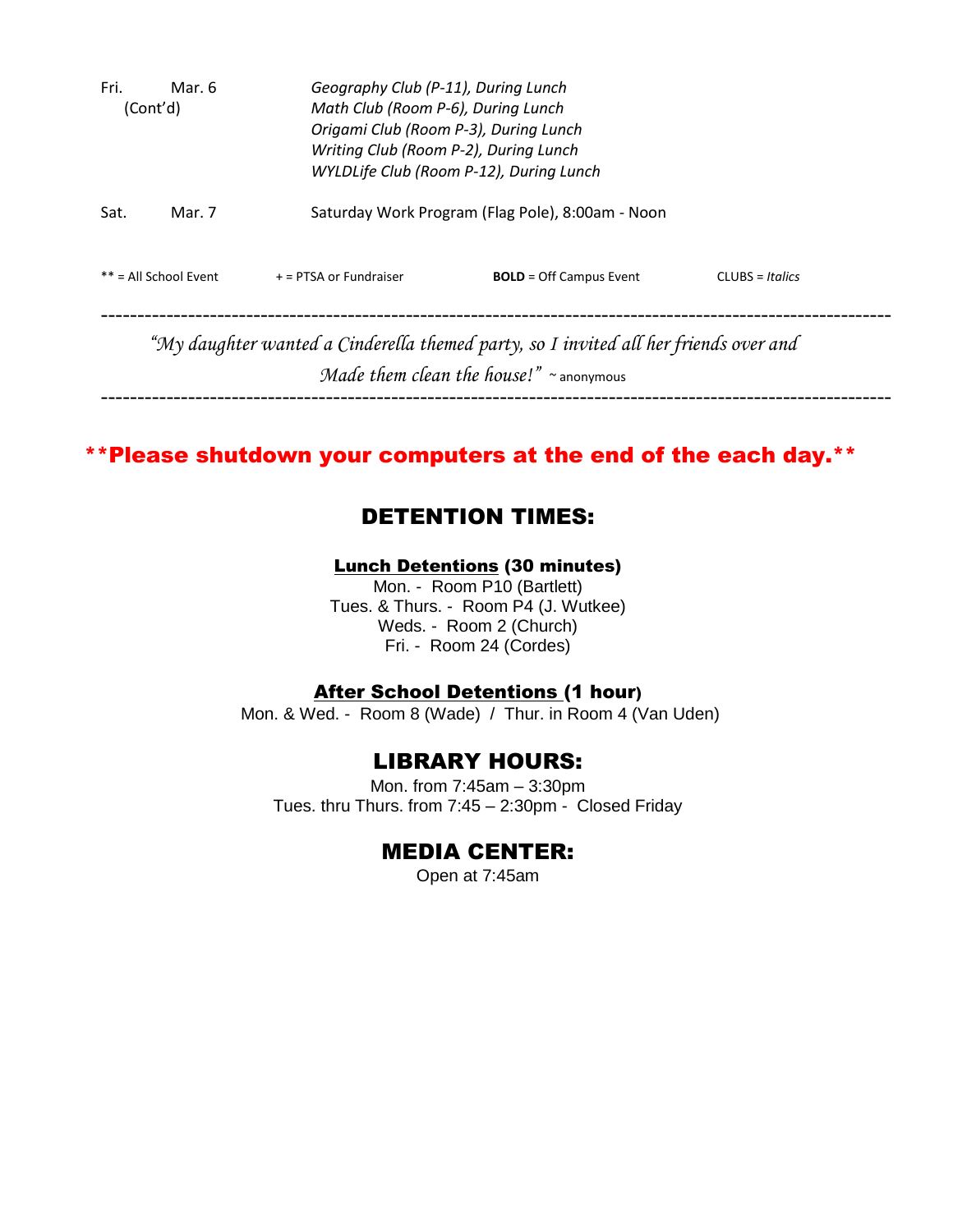| | | |
|---|---|---|
| Fri. (Cont'd) | Mar. 6 | *Geography Club (P-11), During Lunch*<br>*Math Club (Room P-6), During Lunch*<br>*Origami Club (Room P-3), During Lunch*<br>*Writing Club (Room P-2), During Lunch*<br>*WYLDLife Club (Room P-12), During Lunch* |
| Sat. | Mar. 7 | Saturday Work Program (Flag Pole), 8:00am - Noon |

** = All School Event    + = PTSA or Fundraiser    **BOLD** = Off Campus Event    CLUBS = *Italics*

---

*"My daughter wanted a Cinderella themed party, so I invited all her friends over and Made them clean the house!"* ~ anonymous

---

**\*\*Please shutdown your computers at the end of the each day.\*\***

## DETENTION TIMES:

**Lunch Detentions (30 minutes)**

Mon. - Room P10 (Bartlett)
Tues. & Thurs. - Room P4 (J. Wutkee)
Weds. - Room 2 (Church)
Fri. - Room 24 (Cordes)

**After School Detentions (1 hour)**

Mon. & Wed. - Room 8 (Wade) / Thur. in Room 4 (Van Uden)

## LIBRARY HOURS:

Mon. from 7:45am – 3:30pm
Tues. thru Thurs. from 7:45 – 2:30pm - Closed Friday

## MEDIA CENTER:

Open at 7:45am